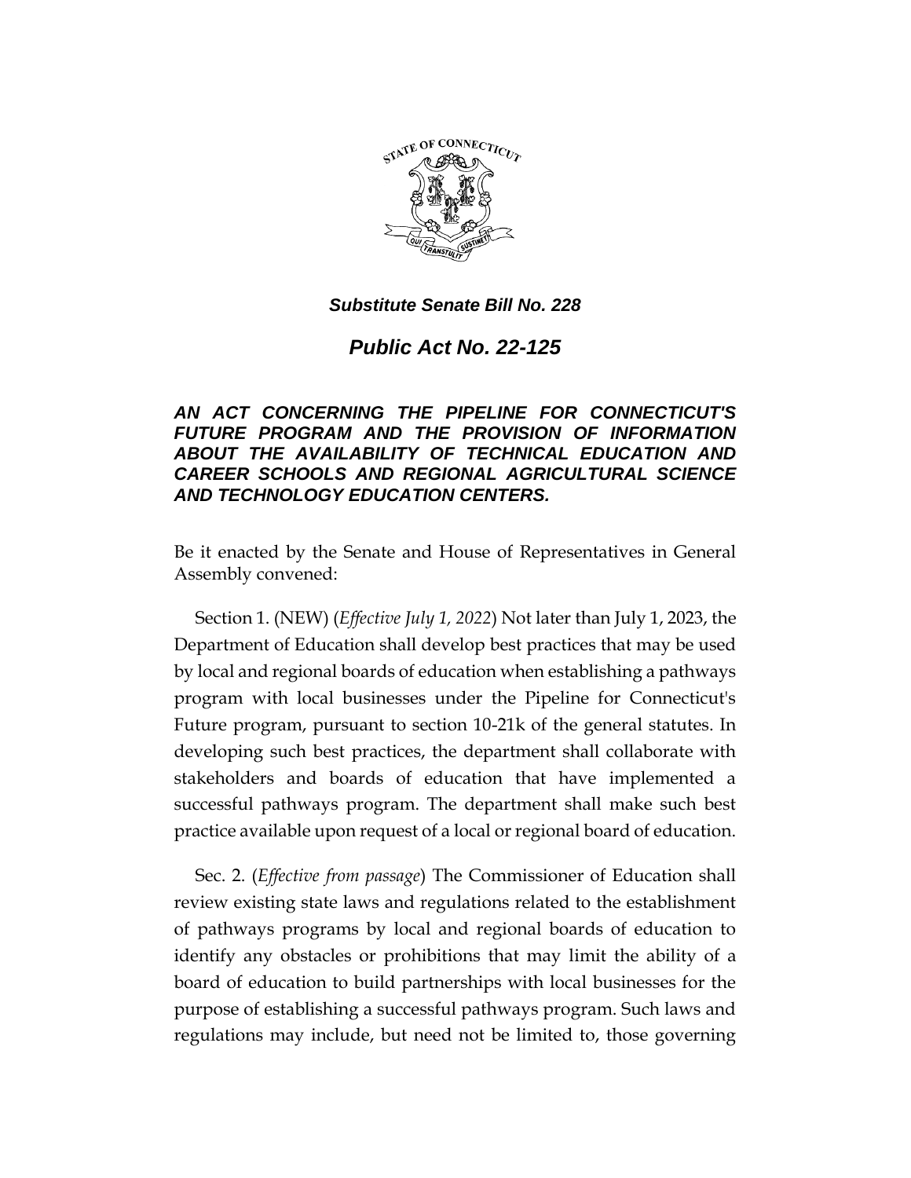***Substitute Senate Bill No. 228***

# *Public Act No. 22-125*

***AN ACT CONCERNING THE PIPELINE FOR CONNECTICUT'S FUTURE PROGRAM AND THE PROVISION OF INFORMATION ABOUT THE AVAILABILITY OF TECHNICAL EDUCATION AND CAREER SCHOOLS AND REGIONAL AGRICULTURAL SCIENCE AND TECHNOLOGY EDUCATION CENTERS.***

Be it enacted by the Senate and House of Representatives in General Assembly convened:

Section 1. (NEW) (*Effective July 1, 2022*) Not later than July 1, 2023, the Department of Education shall develop best practices that may be used by local and regional boards of education when establishing a pathways program with local businesses under the Pipeline for Connecticut's Future program, pursuant to section 10-21k of the general statutes. In developing such best practices, the department shall collaborate with stakeholders and boards of education that have implemented a successful pathways program. The department shall make such best practice available upon request of a local or regional board of education.

Sec. 2. (*Effective from passage*) The Commissioner of Education shall review existing state laws and regulations related to the establishment of pathways programs by local and regional boards of education to identify any obstacles or prohibitions that may limit the ability of a board of education to build partnerships with local businesses for the purpose of establishing a successful pathways program. Such laws and regulations may include, but need not be limited to, those governing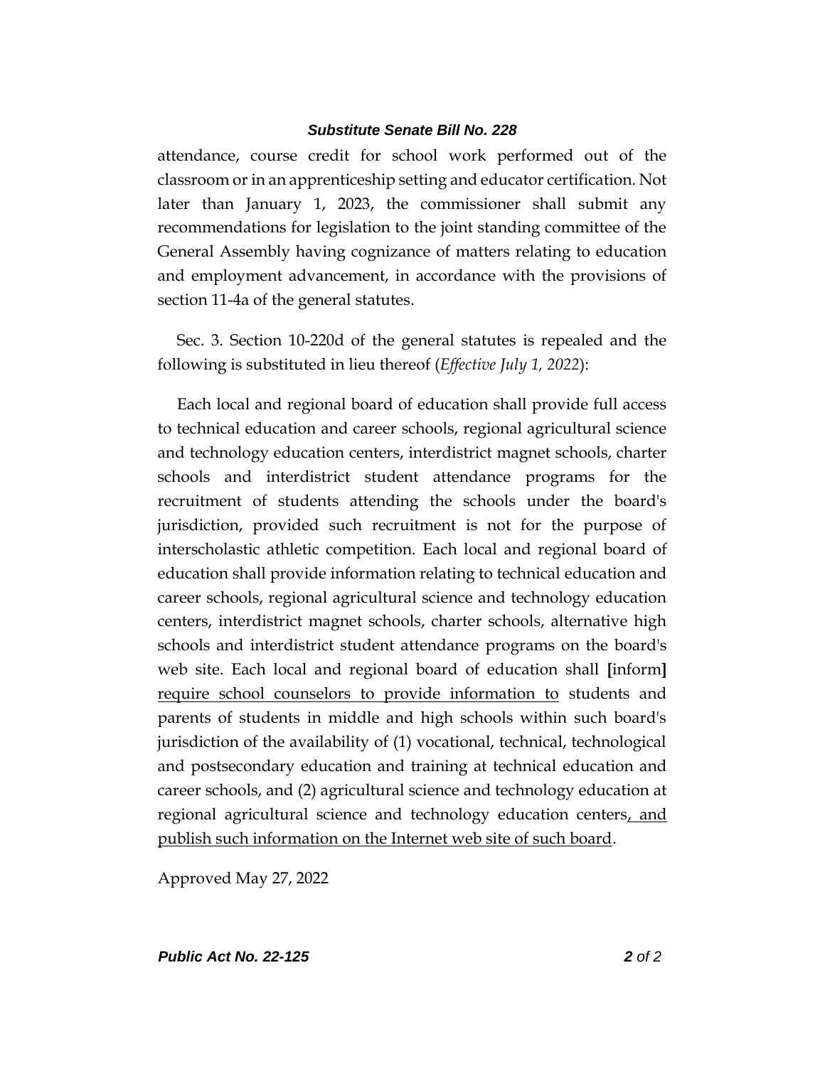attendance, course credit for school work performed out of the classroom or in an apprenticeship setting and educator certification. Not later than January 1, 2023, the commissioner shall submit any recommendations for legislation to the joint standing committee of the General Assembly having cognizance of matters relating to education and employment advancement, in accordance with the provisions of section 11-4a of the general statutes.

Sec. 3. Section 10-220d of the general statutes is repealed and the following is substituted in lieu thereof (*Effective July 1, 2022*):

Each local and regional board of education shall provide full access to technical education and career schools, regional agricultural science and technology education centers, interdistrict magnet schools, charter schools and interdistrict student attendance programs for the recruitment of students attending the schools under the board's jurisdiction, provided such recruitment is not for the purpose of interscholastic athletic competition. Each local and regional board of education shall provide information relating to technical education and career schools, regional agricultural science and technology education centers, interdistrict magnet schools, charter schools, alternative high schools and interdistrict student attendance programs on the board's web site. Each local and regional board of education shall **[**inform**]** <u>require school counselors to provide information to</u> students and parents of students in middle and high schools within such board's jurisdiction of the availability of (1) vocational, technical, technological and postsecondary education and training at technical education and career schools, and (2) agricultural science and technology education at regional agricultural science and technology education centers<u>, and publish such information on the Internet web site of such board</u>.

Approved May 27, 2022